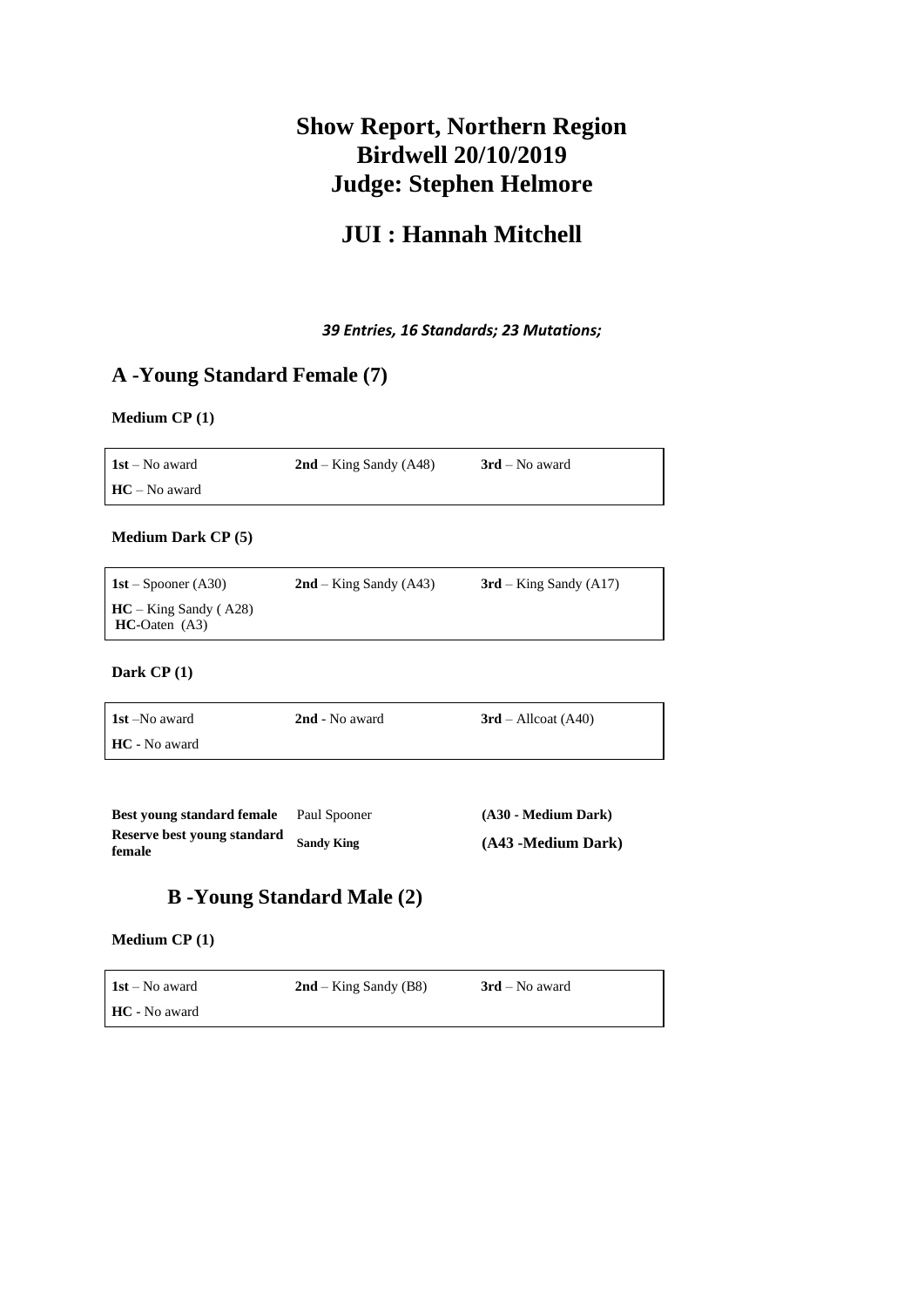# Show Report, Northern Region
# Birdwell 20/10/2019
# Judge: Stephen Helmore

# JUI : Hannah Mitchell

***39 Entries, 16 Standards; 23 Mutations;***

## A -Young Standard Female (7)

**Medium CP (1)**

| | | |
|---|---|---|
| **1st** – No award | **2nd** – King Sandy (A48) | **3rd** – No award |
| **HC** – No award | | |

**Medium Dark CP (5)**

| | | |
|---|---|---|
| **1st** – Spooner (A30) | **2nd** – King Sandy (A43) | **3rd** – King Sandy (A17) |
| **HC** – King Sandy ( A28)<br>**HC**-Oaten (A3) | | |

**Dark CP (1)**

| | | |
|---|---|---|
| **1st** –No award | **2nd** - No award | **3rd** – Allcoat (A40) |
| **HC** - No award | | |

| | | |
|---|---|---|
| **Best young standard female** | Paul Spooner | **(A30 - Medium Dark)** |
| **Reserve best young standard female** | **Sandy King** | **(A43 -Medium Dark)** |

## B -Young Standard Male (2)

**Medium CP (1)**

| | | |
|---|---|---|
| **1st** – No award | **2nd** – King Sandy (B8) | **3rd** – No award |
| **HC** - No award | | |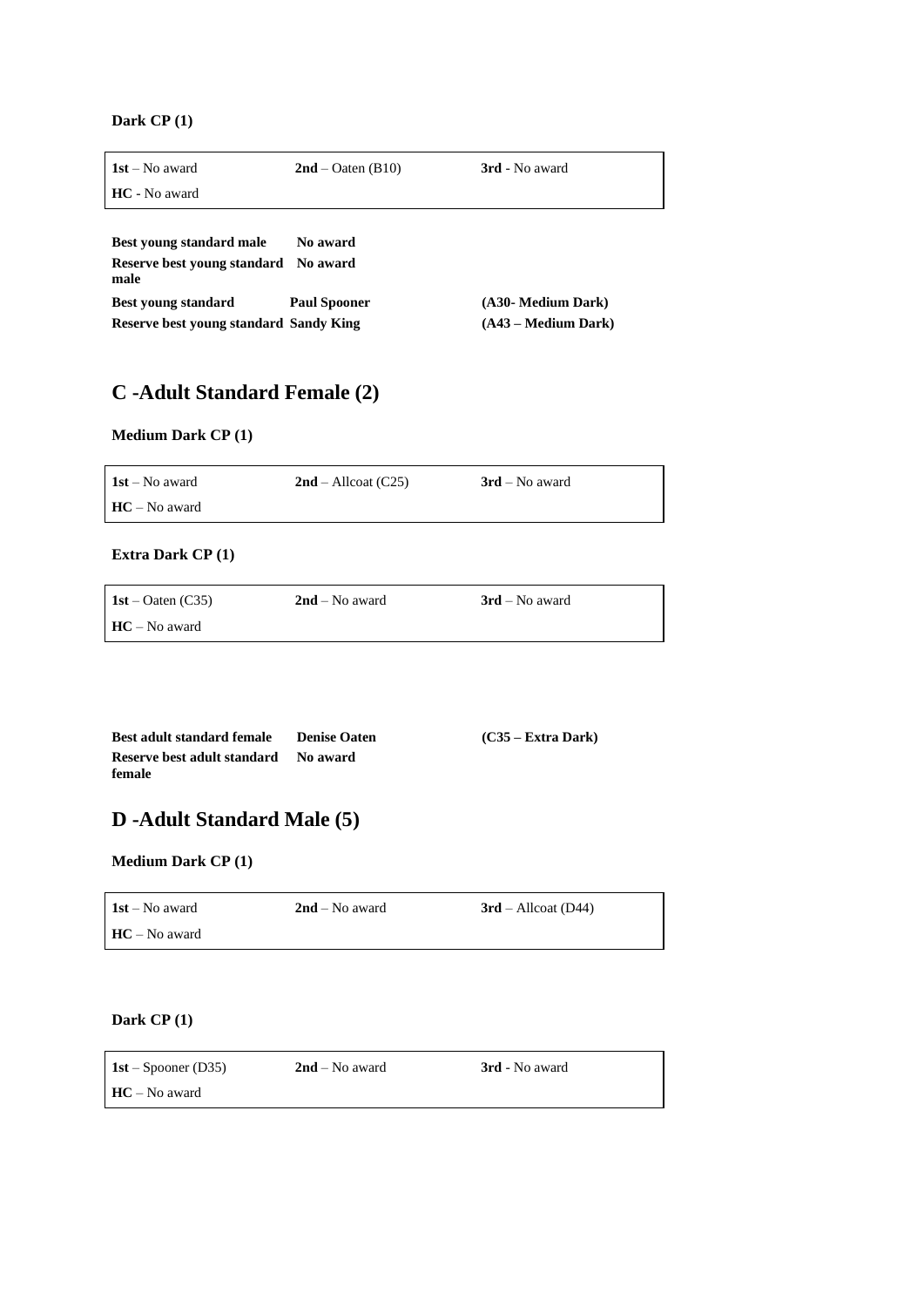**Dark CP (1)**

| **1st** – No award | **2nd** – Oaten (B10) | **3rd** - No award |
|---|---|---|
| **HC** - No award | | |

| | | |
|---|---|---|
| **Best young standard male** | **No award** | |
| **Reserve best young standard male** | **No award** | |
| **Best young standard** | **Paul Spooner** | **(A30- Medium Dark)** |
| **Reserve best young standard** | **Sandy King** | **(A43 – Medium Dark)** |

## C -Adult Standard Female (2)

**Medium Dark CP (1)**

| **1st** – No award | **2nd** – Allcoat (C25) | **3rd** – No award |
|---|---|---|
| **HC** – No award | | |

**Extra Dark CP (1)**

| **1st** – Oaten (C35) | **2nd** – No award | **3rd** – No award |
|---|---|---|
| **HC** – No award | | |

| | | |
|---|---|---|
| **Best adult standard female** | **Denise Oaten** | **(C35 – Extra Dark)** |
| **Reserve best adult standard female** | **No award** | |

## D -Adult Standard Male (5)

**Medium Dark CP (1)**

| **1st** – No award | **2nd** – No award | **3rd** – Allcoat (D44) |
|---|---|---|
| **HC** – No award | | |

**Dark CP (1)**

| **1st** – Spooner (D35) | **2nd** – No award | **3rd** - No award |
|---|---|---|
| **HC** – No award | | |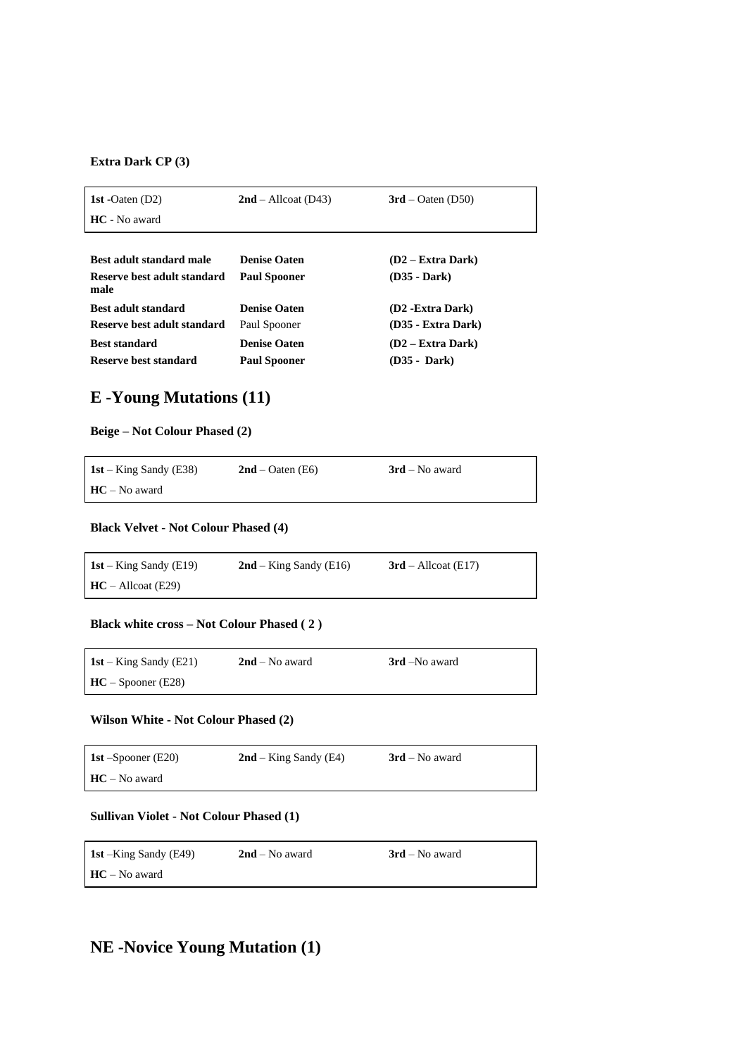**Extra Dark CP (3)**

| **1st** -Oaten (D2) | **2nd** – Allcoat (D43) | **3rd** – Oaten (D50) |
|---|---|---|
| **HC** - No award | | |

| | | |
|---|---|---|
| **Best adult standard male** | **Denise Oaten** | **(D2 – Extra Dark)** |
| **Reserve best adult standard male** | **Paul Spooner** | **(D35 - Dark)** |
| **Best adult standard** | **Denise Oaten** | **(D2 -Extra Dark)** |
| **Reserve best adult standard** | Paul Spooner | **(D35 - Extra Dark)** |
| **Best standard** | **Denise Oaten** | **(D2 – Extra Dark)** |
| **Reserve best standard** | **Paul Spooner** | **(D35 - Dark)** |

## E -Young Mutations (11)

**Beige – Not Colour Phased (2)**

| **1st** – King Sandy (E38) | **2nd** – Oaten (E6) | **3rd** – No award |
|---|---|---|
| **HC** – No award | | |

**Black Velvet - Not Colour Phased (4)**

| **1st** – King Sandy (E19) | **2nd** – King Sandy (E16) | **3rd** – Allcoat (E17) |
|---|---|---|
| **HC** – Allcoat (E29) | | |

**Black white cross – Not Colour Phased ( 2 )**

| **1st** – King Sandy (E21) | **2nd** – No award | **3rd** –No award |
|---|---|---|
| **HC** – Spooner (E28) | | |

**Wilson White - Not Colour Phased (2)**

| **1st** –Spooner (E20) | **2nd** – King Sandy (E4) | **3rd** – No award |
|---|---|---|
| **HC** – No award | | |

**Sullivan Violet - Not Colour Phased (1)**

| **1st** –King Sandy (E49) | **2nd** – No award | **3rd** – No award |
|---|---|---|
| **HC** – No award | | |

## NE -Novice Young Mutation (1)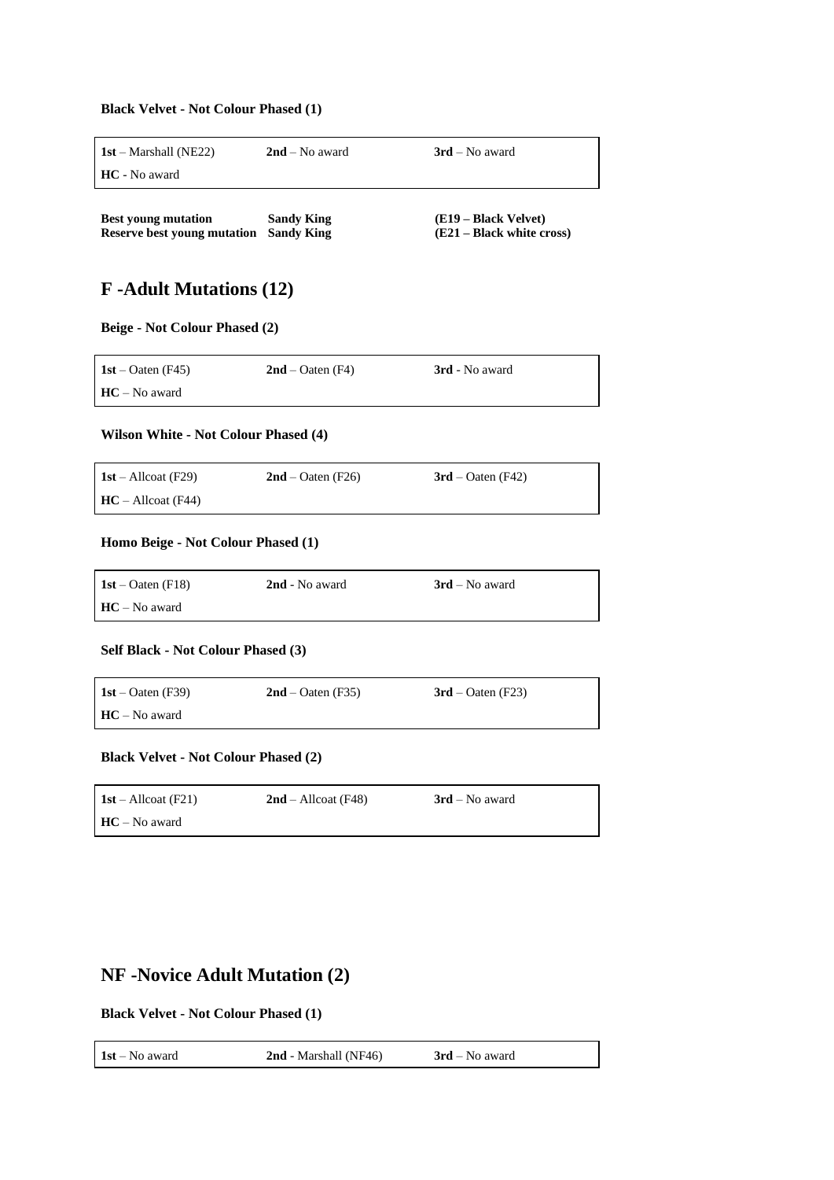**Black Velvet - Not Colour Phased (1)**

| | | |
|---|---|---|
| **1st** – Marshall (NE22) | **2nd** – No award | **3rd** – No award |
| **HC** - No award | | |

**Best young mutation** **Sandy King** **(E19 – Black Velvet)**
**Reserve best young mutation** **Sandy King** **(E21 – Black white cross)**

## F -Adult Mutations (12)

**Beige - Not Colour Phased (2)**

| | | |
|---|---|---|
| **1st** – Oaten (F45) | **2nd** – Oaten (F4) | **3rd** - No award |
| **HC** – No award | | |

**Wilson White - Not Colour Phased (4)**

| | | |
|---|---|---|
| **1st** – Allcoat (F29) | **2nd** – Oaten (F26) | **3rd** – Oaten (F42) |
| **HC** – Allcoat (F44) | | |

**Homo Beige - Not Colour Phased (1)**

| | | |
|---|---|---|
| **1st** – Oaten (F18) | **2nd** - No award | **3rd** – No award |
| **HC** – No award | | |

**Self Black - Not Colour Phased (3)**

| | | |
|---|---|---|
| **1st** – Oaten (F39) | **2nd** – Oaten (F35) | **3rd** – Oaten (F23) |
| **HC** – No award | | |

**Black Velvet - Not Colour Phased (2)**

| | | |
|---|---|---|
| **1st** – Allcoat (F21) | **2nd** – Allcoat (F48) | **3rd** – No award |
| **HC** – No award | | |

## NF -Novice Adult Mutation (2)

**Black Velvet - Not Colour Phased (1)**

| | | |
|---|---|---|
| **1st** – No award | **2nd** - Marshall (NF46) | **3rd** – No award |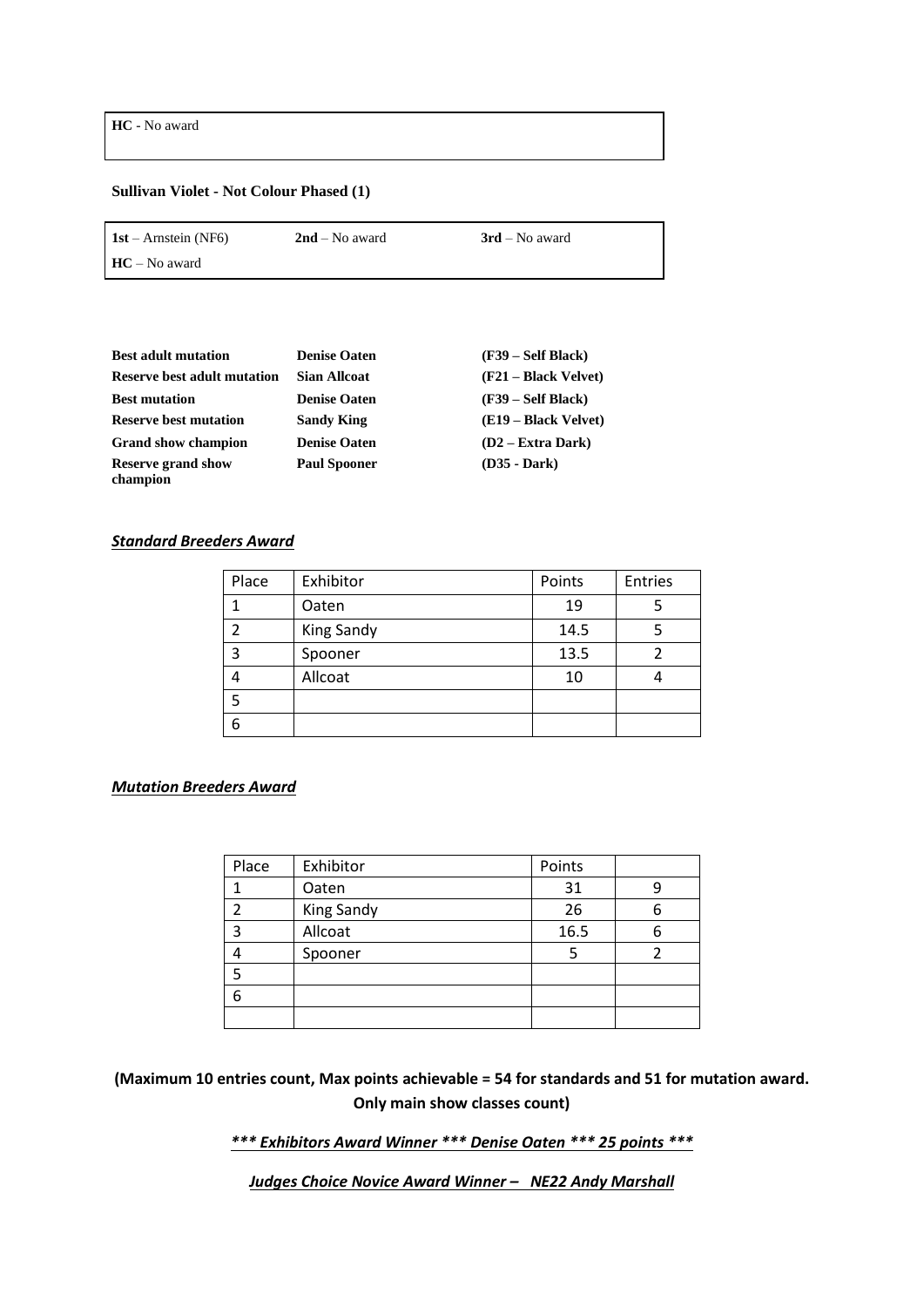| | | |
|---|---|---|
| **HC** - No award | | |

**Sullivan Violet - Not Colour Phased (1)**

| | | |
|---|---|---|
| **1st** – Arnstein (NF6) | **2nd** – No award | **3rd** – No award |
| **HC** – No award | | |

| | | |
|---|---|---|
| **Best adult mutation** | **Denise Oaten** | **(F39 – Self Black)** |
| **Reserve best adult mutation** | **Sian Allcoat** | **(F21 – Black Velvet)** |
| **Best mutation** | **Denise Oaten** | **(F39 – Self Black)** |
| **Reserve best mutation** | **Sandy King** | **(E19 – Black Velvet)** |
| **Grand show champion** | **Denise Oaten** | **(D2 – Extra Dark)** |
| **Reserve grand show champion** | **Paul Spooner** | **(D35 - Dark)** |

***Standard Breeders Award***

| Place | Exhibitor | Points | Entries |
|---|---|---|---|
| 1 | Oaten | 19 | 5 |
| 2 | King Sandy | 14.5 | 5 |
| 3 | Spooner | 13.5 | 2 |
| 4 | Allcoat | 10 | 4 |
| 5 | | | |
| 6 | | | |

***Mutation Breeders Award***

| Place | Exhibitor | Points | |
|---|---|---|---|
| 1 | Oaten | 31 | 9 |
| 2 | King Sandy | 26 | 6 |
| 3 | Allcoat | 16.5 | 6 |
| 4 | Spooner | 5 | 2 |
| 5 | | | |
| 6 | | | |
| | | | |

**(Maximum 10 entries count, Max points achievable = 54 for standards and 51 for mutation award. Only main show classes count)**

***\*\*\* Exhibitors Award Winner \*\*\* Denise Oaten \*\*\* 25 points \*\*\****

***Judges Choice Novice Award Winner – NE22 Andy Marshall***